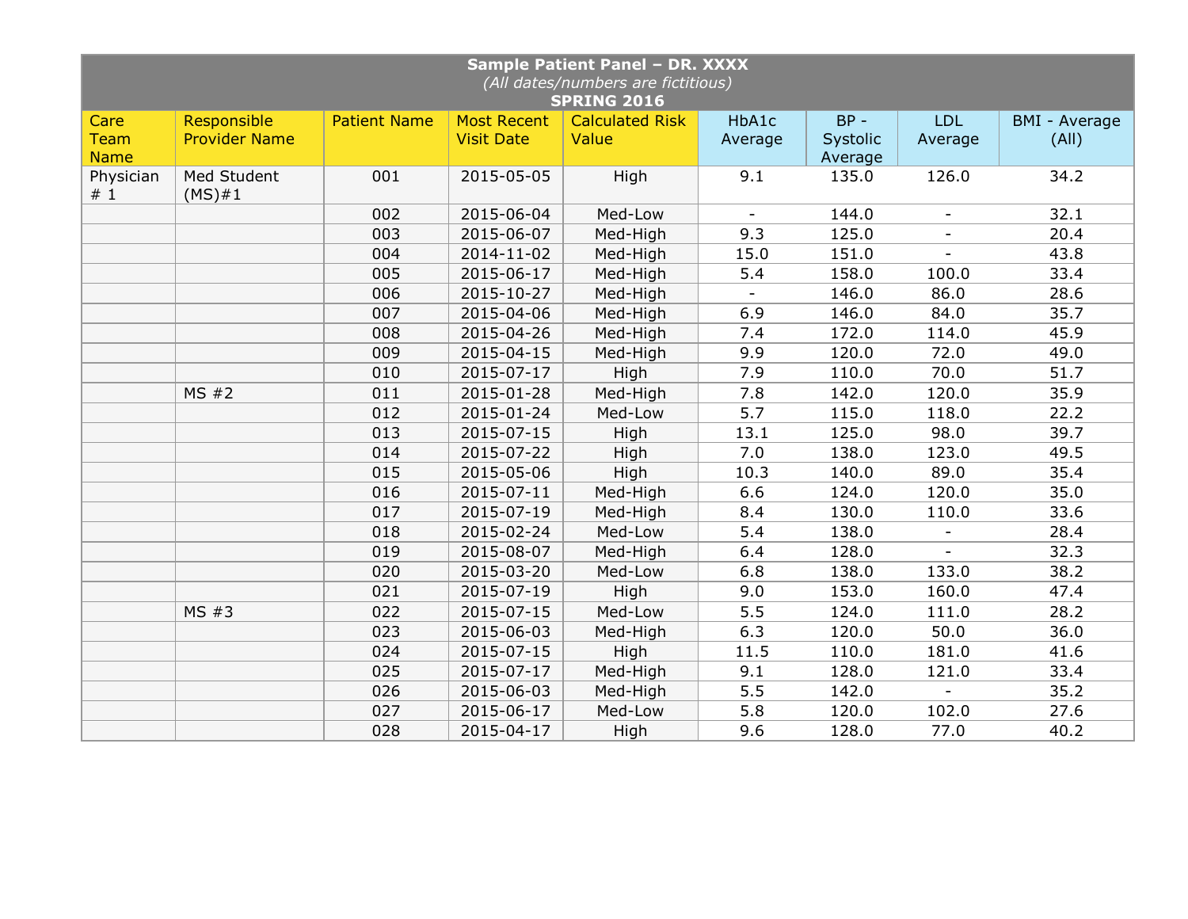**Sample Patient Panel – DR. XXXX**

*(All dates/numbers are fictitious)*

**SPRING 2016**

| Care Team Name | Responsible Provider Name | Patient Name | Most Recent Visit Date | Calculated Risk Value | HbA1c Average | BP - Systolic Average | LDL Average | BMI - Average (All) |
|---|---|---|---|---|---|---|---|---|
| Physician # 1 | Med Student (MS)#1 | 001 | 2015-05-05 | High | 9.1 | 135.0 | 126.0 | 34.2 |
| | | 002 | 2015-06-04 | Med-Low | - | 144.0 | - | 32.1 |
| | | 003 | 2015-06-07 | Med-High | 9.3 | 125.0 | - | 20.4 |
| | | 004 | 2014-11-02 | Med-High | 15.0 | 151.0 | - | 43.8 |
| | | 005 | 2015-06-17 | Med-High | 5.4 | 158.0 | 100.0 | 33.4 |
| | | 006 | 2015-10-27 | Med-High | - | 146.0 | 86.0 | 28.6 |
| | | 007 | 2015-04-06 | Med-High | 6.9 | 146.0 | 84.0 | 35.7 |
| | | 008 | 2015-04-26 | Med-High | 7.4 | 172.0 | 114.0 | 45.9 |
| | | 009 | 2015-04-15 | Med-High | 9.9 | 120.0 | 72.0 | 49.0 |
| | | 010 | 2015-07-17 | High | 7.9 | 110.0 | 70.0 | 51.7 |
| | MS #2 | 011 | 2015-01-28 | Med-High | 7.8 | 142.0 | 120.0 | 35.9 |
| | | 012 | 2015-01-24 | Med-Low | 5.7 | 115.0 | 118.0 | 22.2 |
| | | 013 | 2015-07-15 | High | 13.1 | 125.0 | 98.0 | 39.7 |
| | | 014 | 2015-07-22 | High | 7.0 | 138.0 | 123.0 | 49.5 |
| | | 015 | 2015-05-06 | High | 10.3 | 140.0 | 89.0 | 35.4 |
| | | 016 | 2015-07-11 | Med-High | 6.6 | 124.0 | 120.0 | 35.0 |
| | | 017 | 2015-07-19 | Med-High | 8.4 | 130.0 | 110.0 | 33.6 |
| | | 018 | 2015-02-24 | Med-Low | 5.4 | 138.0 | - | 28.4 |
| | | 019 | 2015-08-07 | Med-High | 6.4 | 128.0 | - | 32.3 |
| | | 020 | 2015-03-20 | Med-Low | 6.8 | 138.0 | 133.0 | 38.2 |
| | | 021 | 2015-07-19 | High | 9.0 | 153.0 | 160.0 | 47.4 |
| | MS #3 | 022 | 2015-07-15 | Med-Low | 5.5 | 124.0 | 111.0 | 28.2 |
| | | 023 | 2015-06-03 | Med-High | 6.3 | 120.0 | 50.0 | 36.0 |
| | | 024 | 2015-07-15 | High | 11.5 | 110.0 | 181.0 | 41.6 |
| | | 025 | 2015-07-17 | Med-High | 9.1 | 128.0 | 121.0 | 33.4 |
| | | 026 | 2015-06-03 | Med-High | 5.5 | 142.0 | - | 35.2 |
| | | 027 | 2015-06-17 | Med-Low | 5.8 | 120.0 | 102.0 | 27.6 |
| | | 028 | 2015-04-17 | High | 9.6 | 128.0 | 77.0 | 40.2 |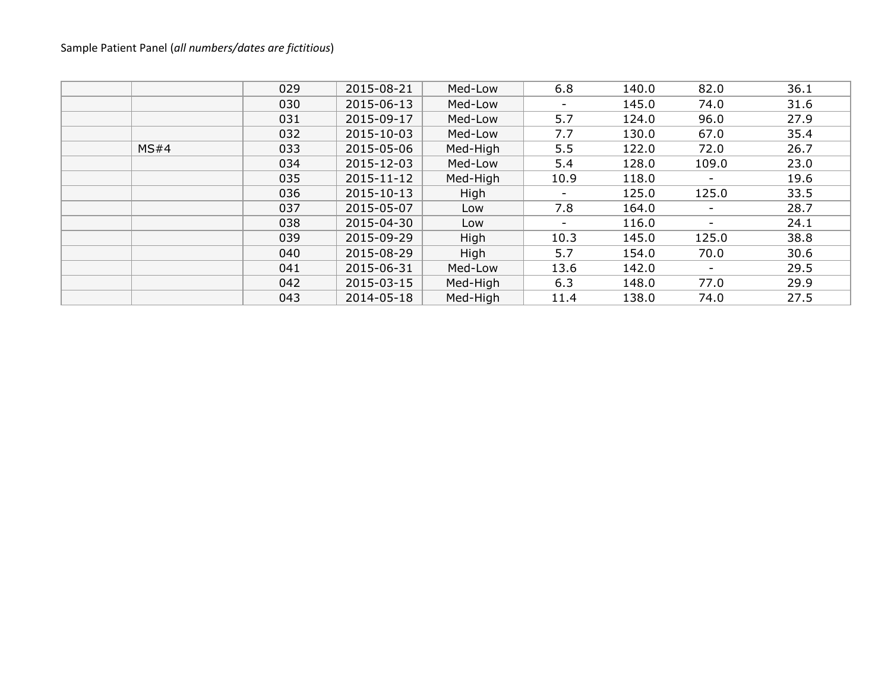Sample Patient Panel (*all numbers/dates are fictitious*)

| | | | | | | | | |
|---|---|---|---|---|---|---|---|---|
| | | 029 | 2015-08-21 | Med-Low | 6.8 | 140.0 | 82.0 | 36.1 |
| | | 030 | 2015-06-13 | Med-Low | - | 145.0 | 74.0 | 31.6 |
| | | 031 | 2015-09-17 | Med-Low | 5.7 | 124.0 | 96.0 | 27.9 |
| | | 032 | 2015-10-03 | Med-Low | 7.7 | 130.0 | 67.0 | 35.4 |
| | MS#4 | 033 | 2015-05-06 | Med-High | 5.5 | 122.0 | 72.0 | 26.7 |
| | | 034 | 2015-12-03 | Med-Low | 5.4 | 128.0 | 109.0 | 23.0 |
| | | 035 | 2015-11-12 | Med-High | 10.9 | 118.0 | - | 19.6 |
| | | 036 | 2015-10-13 | High | - | 125.0 | 125.0 | 33.5 |
| | | 037 | 2015-05-07 | Low | 7.8 | 164.0 | - | 28.7 |
| | | 038 | 2015-04-30 | Low | - | 116.0 | - | 24.1 |
| | | 039 | 2015-09-29 | High | 10.3 | 145.0 | 125.0 | 38.8 |
| | | 040 | 2015-08-29 | High | 5.7 | 154.0 | 70.0 | 30.6 |
| | | 041 | 2015-06-31 | Med-Low | 13.6 | 142.0 | - | 29.5 |
| | | 042 | 2015-03-15 | Med-High | 6.3 | 148.0 | 77.0 | 29.9 |
| | | 043 | 2014-05-18 | Med-High | 11.4 | 138.0 | 74.0 | 27.5 |